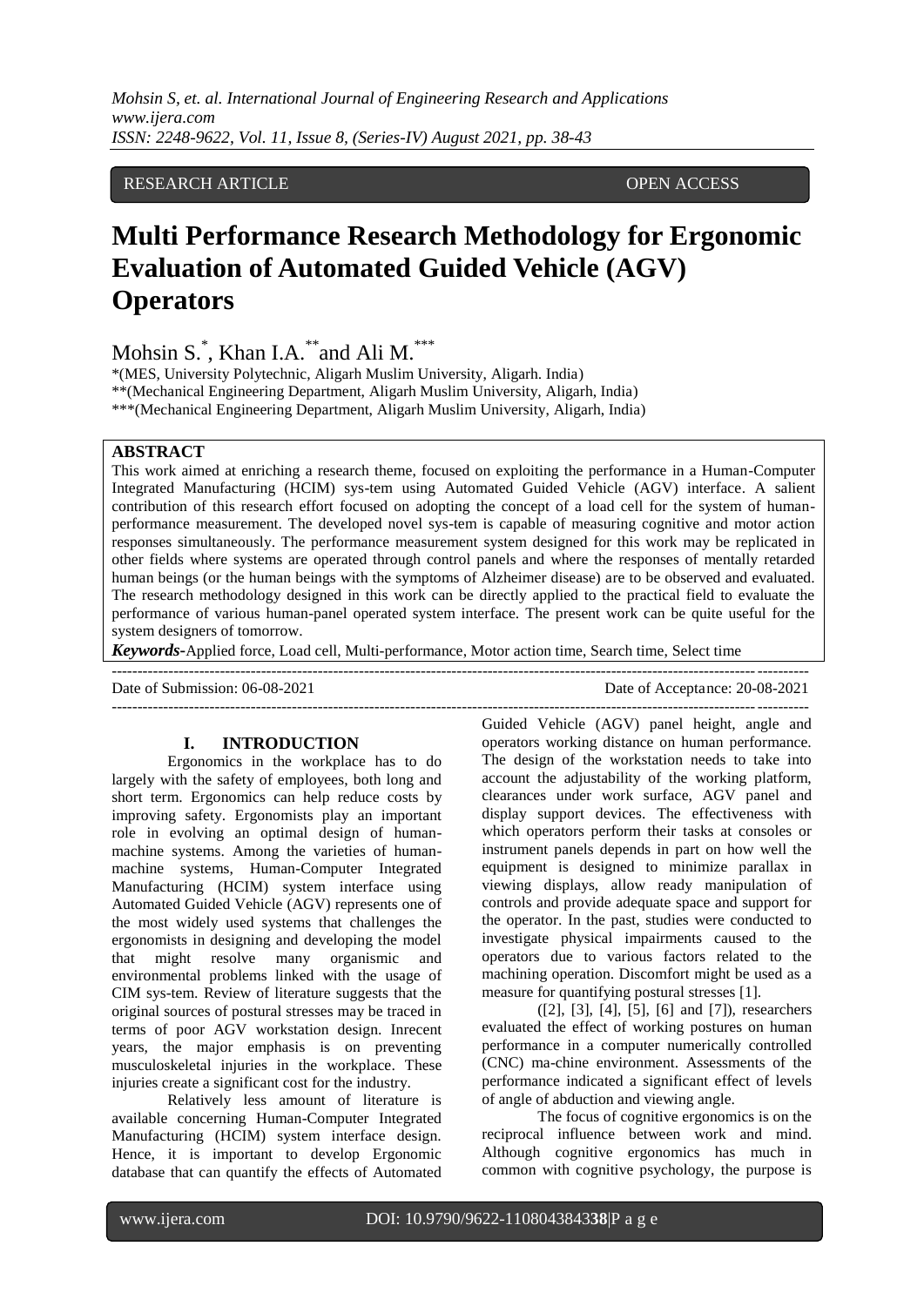RESEARCH ARTICLE OPEN ACCESS

# Multi Performance Research Methodology for Ergonomic Evaluation of Automated Guided Vehicle (AGV) Operators

Mohsin S.[*], Khan I.A.[**] and Ali M.[***]

*(MES, University Polytechnic, Aligarh Muslim University, Aligarh. India)
**(Mechanical Engineering Department, Aligarh Muslim University, Aligarh, India)
***(Mechanical Engineering Department, Aligarh Muslim University, Aligarh, India)

## ABSTRACT

This work aimed at enriching a research theme, focused on exploiting the performance in a Human-Computer Integrated Manufacturing (HCIM) sys-tem using Automated Guided Vehicle (AGV) interface. A salient contribution of this research effort focused on adopting the concept of a load cell for the system of human-performance measurement. The developed novel sys-tem is capable of measuring cognitive and motor action responses simultaneously. The performance measurement system designed for this work may be replicated in other fields where systems are operated through control panels and where the responses of mentally retarded human beings (or the human beings with the symptoms of Alzheimer disease) are to be observed and evaluated. The research methodology designed in this work can be directly applied to the practical field to evaluate the performance of various human-panel operated system interface. The present work can be quite useful for the system designers of tomorrow.

***Keywords*-**Applied force, Load cell, Multi-performance, Motor action time, Search time, Select time

Date of Submission: 06-08-2021 Date of Acceptance: 20-08-2021

## I. INTRODUCTION

Ergonomics in the workplace has to do largely with the safety of employees, both long and short term. Ergonomics can help reduce costs by improving safety. Ergonomists play an important role in evolving an optimal design of human-machine systems. Among the varieties of human-machine systems, Human-Computer Integrated Manufacturing (HCIM) system interface using Automated Guided Vehicle (AGV) represents one of the most widely used systems that challenges the ergonomists in designing and developing the model that might resolve many organismic and environmental problems linked with the usage of CIM sys-tem. Review of literature suggests that the original sources of postural stresses may be traced in terms of poor AGV workstation design. Inrecent years, the major emphasis is on preventing musculoskeletal injuries in the workplace. These injuries create a significant cost for the industry.

Relatively less amount of literature is available concerning Human-Computer Integrated Manufacturing (HCIM) system interface design. Hence, it is important to develop Ergonomic database that can quantify the effects of Automated Guided Vehicle (AGV) panel height, angle and operators working distance on human performance. The design of the workstation needs to take into account the adjustability of the working platform, clearances under work surface, AGV panel and display support devices. The effectiveness with which operators perform their tasks at consoles or instrument panels depends in part on how well the equipment is designed to minimize parallax in viewing displays, allow ready manipulation of controls and provide adequate space and support for the operator. In the past, studies were conducted to investigate physical impairments caused to the operators due to various factors related to the machining operation. Discomfort might be used as a measure for quantifying postural stresses [1].

([2], [3], [4], [5], [6] and [7]), researchers evaluated the effect of working postures on human performance in a computer numerically controlled (CNC) ma-chine environment. Assessments of the performance indicated a significant effect of levels of angle of abduction and viewing angle.

The focus of cognitive ergonomics is on the reciprocal influence between work and mind. Although cognitive ergonomics has much in common with cognitive psychology, the purpose is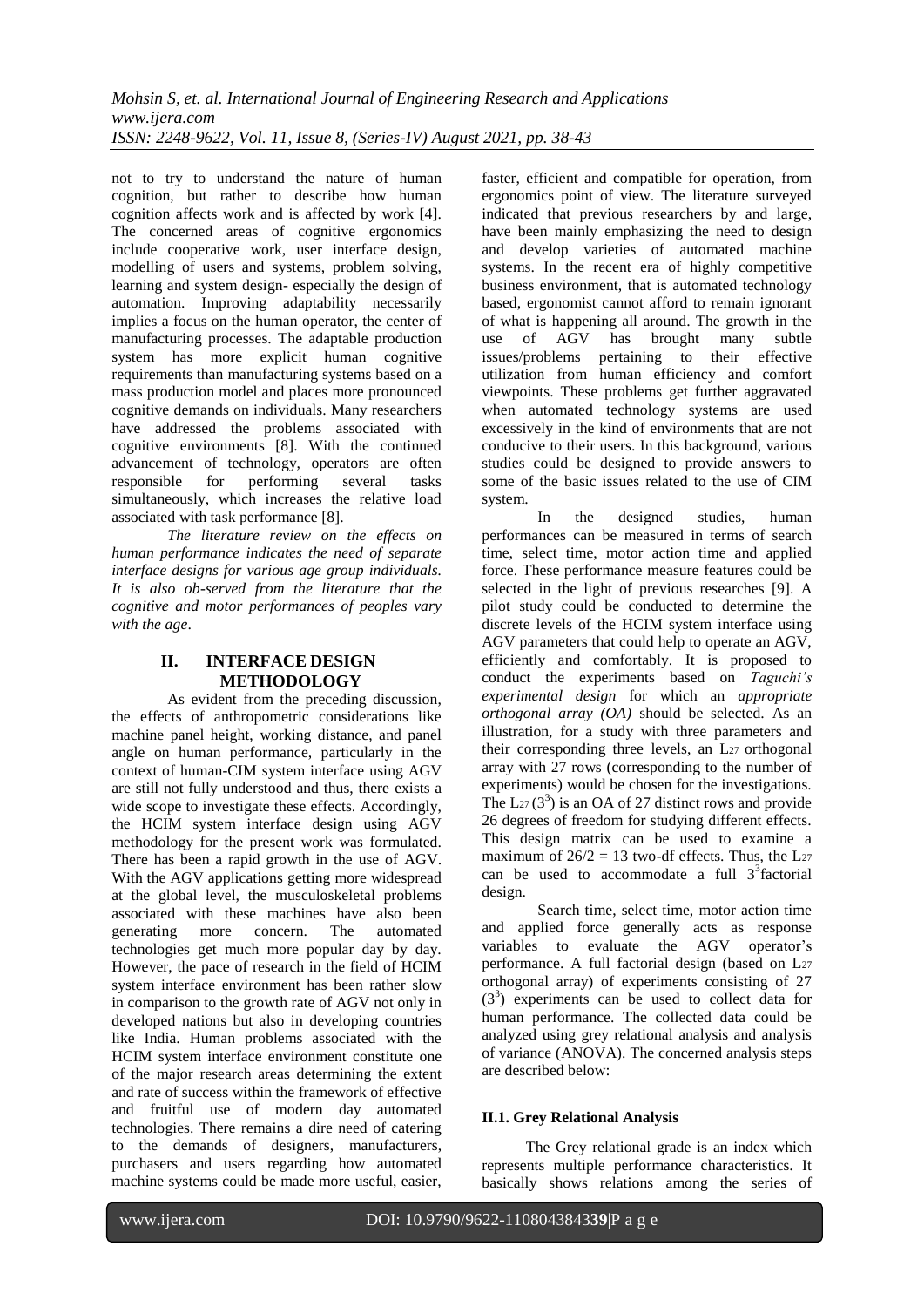not to try to understand the nature of human cognition, but rather to describe how human cognition affects work and is affected by work [4]. The concerned areas of cognitive ergonomics include cooperative work, user interface design, modelling of users and systems, problem solving, learning and system design- especially the design of automation. Improving adaptability necessarily implies a focus on the human operator, the center of manufacturing processes. The adaptable production system has more explicit human cognitive requirements than manufacturing systems based on a mass production model and places more pronounced cognitive demands on individuals. Many researchers have addressed the problems associated with cognitive environments [8]. With the continued advancement of technology, operators are often responsible for performing several tasks simultaneously, which increases the relative load associated with task performance [8].

*The literature review on the effects on human performance indicates the need of separate interface designs for various age group individuals. It is also ob-served from the literature that the cognitive and motor performances of peoples vary with the age*.

## II. INTERFACE DESIGN METHODOLOGY

As evident from the preceding discussion, the effects of anthropometric considerations like machine panel height, working distance, and panel angle on human performance, particularly in the context of human-CIM system interface using AGV are still not fully understood and thus, there exists a wide scope to investigate these effects. Accordingly, the HCIM system interface design using AGV methodology for the present work was formulated. There has been a rapid growth in the use of AGV. With the AGV applications getting more widespread at the global level, the musculoskeletal problems associated with these machines have also been generating more concern. The automated technologies get much more popular day by day. However, the pace of research in the field of HCIM system interface environment has been rather slow in comparison to the growth rate of AGV not only in developed nations but also in developing countries like India. Human problems associated with the HCIM system interface environment constitute one of the major research areas determining the extent and rate of success within the framework of effective and fruitful use of modern day automated technologies. There remains a dire need of catering to the demands of designers, manufacturers, purchasers and users regarding how automated machine systems could be made more useful, easier, faster, efficient and compatible for operation, from ergonomics point of view. The literature surveyed indicated that previous researchers by and large, have been mainly emphasizing the need to design and develop varieties of automated machine systems. In the recent era of highly competitive business environment, that is automated technology based, ergonomist cannot afford to remain ignorant of what is happening all around. The growth in the use of AGV has brought many subtle issues/problems pertaining to their effective utilization from human efficiency and comfort viewpoints. These problems get further aggravated when automated technology systems are used excessively in the kind of environments that are not conducive to their users. In this background, various studies could be designed to provide answers to some of the basic issues related to the use of CIM system.

In the designed studies, human performances can be measured in terms of search time, select time, motor action time and applied force. These performance measure features could be selected in the light of previous researches [9]. A pilot study could be conducted to determine the discrete levels of the HCIM system interface using AGV parameters that could help to operate an AGV, efficiently and comfortably. It is proposed to conduct the experiments based on *Taguchi's experimental design* for which an *appropriate orthogonal array (OA)* should be selected. As an illustration, for a study with three parameters and their corresponding three levels, an $L_{27}$ orthogonal array with 27 rows (corresponding to the number of experiments) would be chosen for the investigations. The $L_{27}(3^3)$ is an OA of 27 distinct rows and provide 26 degrees of freedom for studying different effects. This design matrix can be used to examine a maximum of $26/2 = 13$ two-df effects. Thus, the $L_{27}$ can be used to accommodate a full $3^3$factorial design.

Search time, select time, motor action time and applied force generally acts as response variables to evaluate the AGV operator's performance. A full factorial design (based on $L_{27}$ orthogonal array) of experiments consisting of 27 ($3^3$) experiments can be used to collect data for human performance. The collected data could be analyzed using grey relational analysis and analysis of variance (ANOVA). The concerned analysis steps are described below:

### II.1. Grey Relational Analysis

The Grey relational grade is an index which represents multiple performance characteristics. It basically shows relations among the series of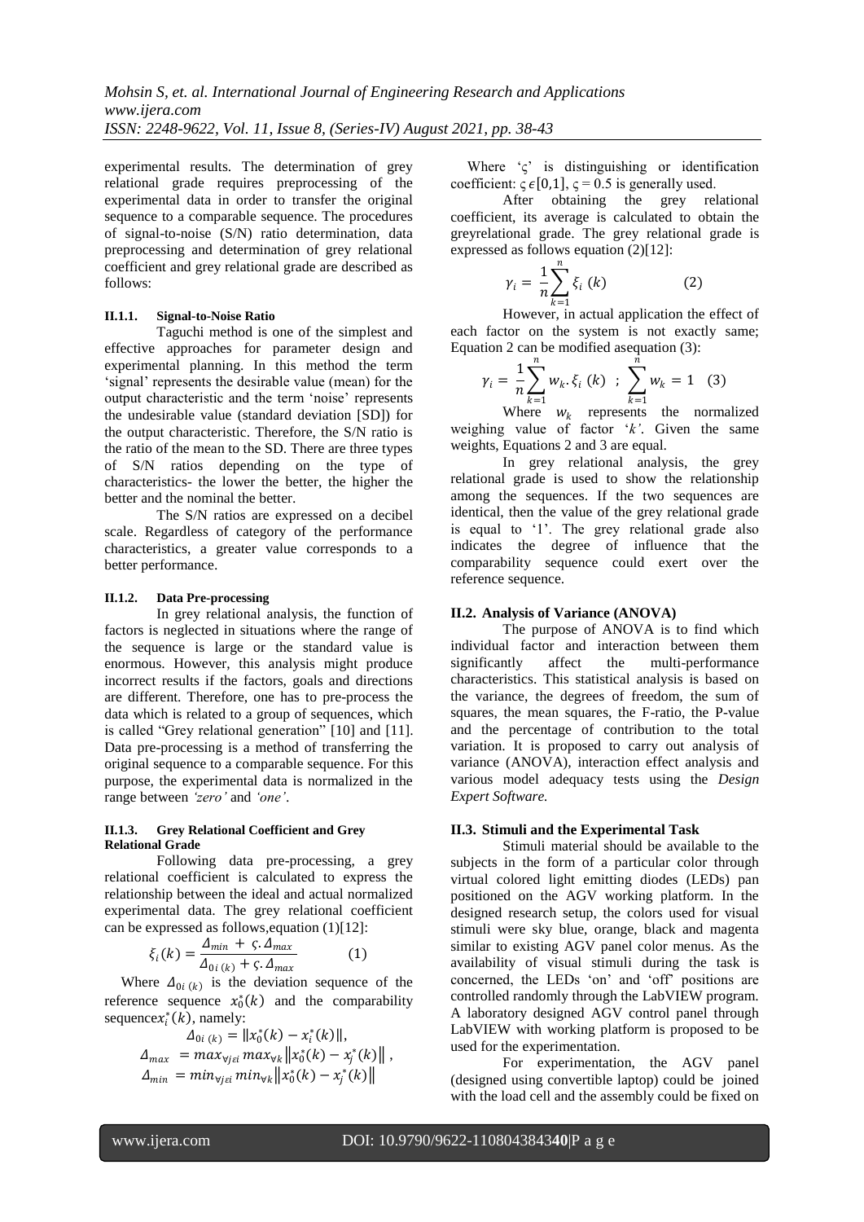experimental results. The determination of grey relational grade requires preprocessing of the experimental data in order to transfer the original sequence to a comparable sequence. The procedures of signal-to-noise (S/N) ratio determination, data preprocessing and determination of grey relational coefficient and grey relational grade are described as follows:

#### II.1.1. Signal-to-Noise Ratio

Taguchi method is one of the simplest and effective approaches for parameter design and experimental planning. In this method the term 'signal' represents the desirable value (mean) for the output characteristic and the term 'noise' represents the undesirable value (standard deviation [SD]) for the output characteristic. Therefore, the S/N ratio is the ratio of the mean to the SD. There are three types of S/N ratios depending on the type of characteristics- the lower the better, the higher the better and the nominal the better.

The S/N ratios are expressed on a decibel scale. Regardless of category of the performance characteristics, a greater value corresponds to a better performance.

#### II.1.2. Data Pre-processing

In grey relational analysis, the function of factors is neglected in situations where the range of the sequence is large or the standard value is enormous. However, this analysis might produce incorrect results if the factors, goals and directions are different. Therefore, one has to pre-process the data which is related to a group of sequences, which is called "Grey relational generation" [10] and [11]. Data pre-processing is a method of transferring the original sequence to a comparable sequence. For this purpose, the experimental data is normalized in the range between *'zero'* and *'one'*.

#### II.1.3. Grey Relational Coefficient and Grey Relational Grade

Following data pre-processing, a grey relational coefficient is calculated to express the relationship between the ideal and actual normalized experimental data. The grey relational coefficient can be expressed as follows,equation (1)[12]:

$$\xi_i(k) = \frac{\Delta_{min} + \varsigma.\Delta_{max}}{\Delta_{0i\,(k)} + \varsigma.\Delta_{max}} \qquad (1)$$

Where $\Delta_{0i\,(k)}$ is the deviation sequence of the reference sequence $x_0^*(k)$ and the comparability sequence$x_i^*(k)$, namely:

$$\Delta_{0i\,(k)} = \|x_0^*(k) - x_i^*(k)\|,$$

$$\Delta_{max} = max_{\forall j \epsilon i}\, max_{\forall k}\left\|x_0^*(k) - x_j^*(k)\right\|,$$

$$\Delta_{min} = min_{\forall j \epsilon i}\, min_{\forall k}\left\|x_0^*(k) - x_j^*(k)\right\|$$

Where '$\varsigma$' is distinguishing or identification coefficient: $\varsigma \epsilon [0,1]$, $\varsigma = 0.5$ is generally used.

After obtaining the grey relational coefficient, its average is calculated to obtain the greyrelational grade. The grey relational grade is expressed as follows equation (2)[12]:

$$\gamma_i = \frac{1}{n}\sum_{k=1}^{n} \xi_i\,(k) \qquad (2)$$

However, in actual application the effect of each factor on the system is not exactly same; Equation 2 can be modified asequation (3):

$$\gamma_i = \frac{1}{n}\sum_{k=1}^{n} w_k.\xi_i\,(k) \;\; ; \;\; \sum_{k=1}^{n} w_k = 1 \quad (3)$$

Where $w_k$ represents the normalized weighing value of factor '$k$'. Given the same weights, Equations 2 and 3 are equal.

In grey relational analysis, the grey relational grade is used to show the relationship among the sequences. If the two sequences are identical, then the value of the grey relational grade is equal to '1'. The grey relational grade also indicates the degree of influence that the comparability sequence could exert over the reference sequence.

### II.2. Analysis of Variance (ANOVA)

The purpose of ANOVA is to find which individual factor and interaction between them significantly affect the multi-performance characteristics. This statistical analysis is based on the variance, the degrees of freedom, the sum of squares, the mean squares, the F-ratio, the P-value and the percentage of contribution to the total variation. It is proposed to carry out analysis of variance (ANOVA), interaction effect analysis and various model adequacy tests using the *Design Expert Software.*

### II.3. Stimuli and the Experimental Task

Stimuli material should be available to the subjects in the form of a particular color through virtual colored light emitting diodes (LEDs) pan positioned on the AGV working platform. In the designed research setup, the colors used for visual stimuli were sky blue, orange, black and magenta similar to existing AGV panel color menus. As the availability of visual stimuli during the task is concerned, the LEDs 'on' and 'off' positions are controlled randomly through the LabVIEW program. A laboratory designed AGV control panel through LabVIEW with working platform is proposed to be used for the experimentation.

For experimentation, the AGV panel (designed using convertible laptop) could be joined with the load cell and the assembly could be fixed on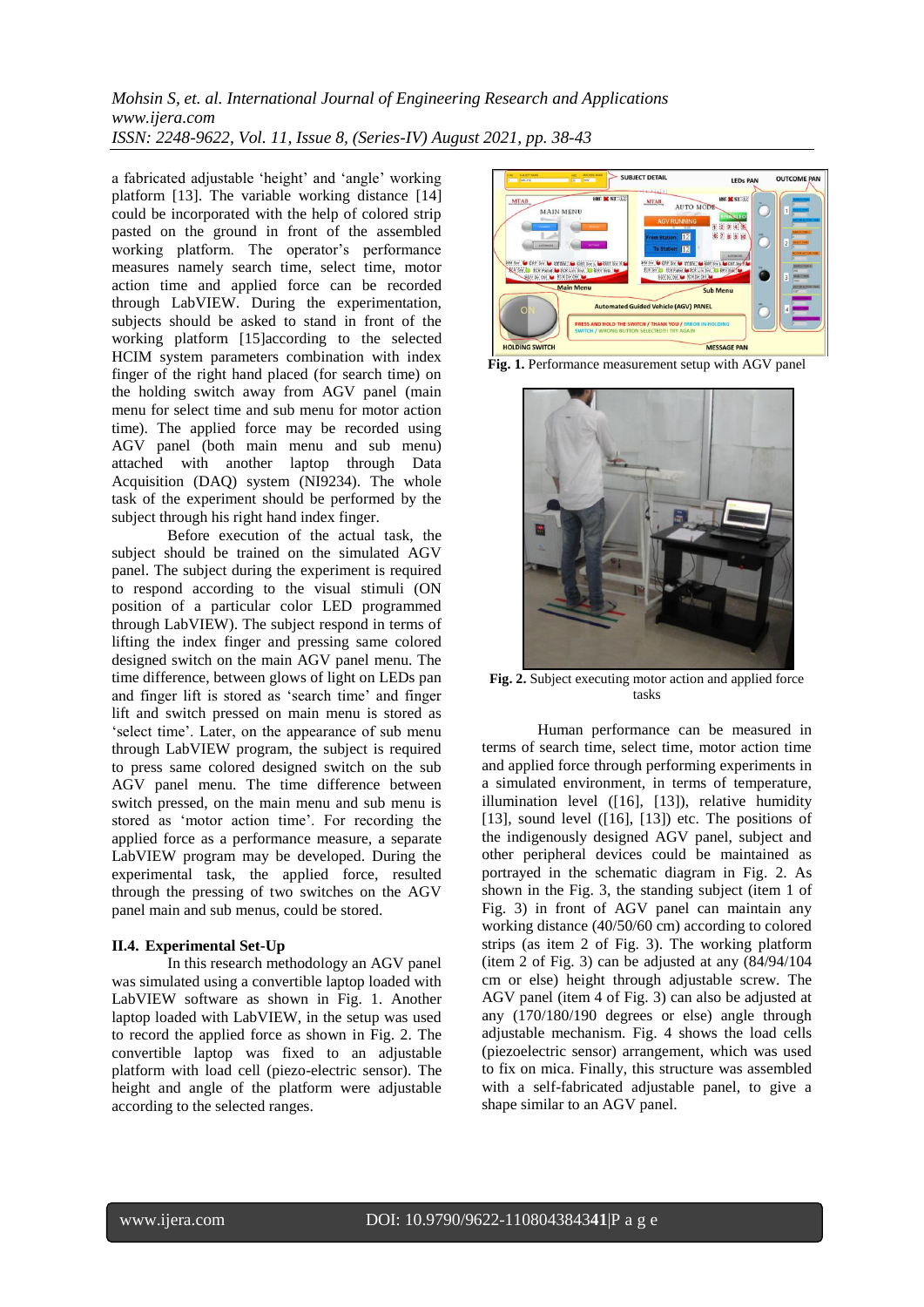a fabricated adjustable 'height' and 'angle' working platform [13]. The variable working distance [14] could be incorporated with the help of colored strip pasted on the ground in front of the assembled working platform. The operator's performance measures namely search time, select time, motor action time and applied force can be recorded through LabVIEW. During the experimentation, subjects should be asked to stand in front of the working platform [15]according to the selected HCIM system parameters combination with index finger of the right hand placed (for search time) on the holding switch away from AGV panel (main menu for select time and sub menu for motor action time). The applied force may be recorded using AGV panel (both main menu and sub menu) attached with another laptop through Data Acquisition (DAQ) system (NI9234). The whole task of the experiment should be performed by the subject through his right hand index finger.

Before execution of the actual task, the subject should be trained on the simulated AGV panel. The subject during the experiment is required to respond according to the visual stimuli (ON position of a particular color LED programmed through LabVIEW). The subject respond in terms of lifting the index finger and pressing same colored designed switch on the main AGV panel menu. The time difference, between glows of light on LEDs pan and finger lift is stored as 'search time' and finger lift and switch pressed on main menu is stored as 'select time'. Later, on the appearance of sub menu through LabVIEW program, the subject is required to press same colored designed switch on the sub AGV panel menu. The time difference between switch pressed, on the main menu and sub menu is stored as 'motor action time'. For recording the applied force as a performance measure, a separate LabVIEW program may be developed. During the experimental task, the applied force, resulted through the pressing of two switches on the AGV panel main and sub menus, could be stored.

### II.4. Experimental Set-Up

In this research methodology an AGV panel was simulated using a convertible laptop loaded with LabVIEW software as shown in Fig. 1. Another laptop loaded with LabVIEW, in the setup was used to record the applied force as shown in Fig. 2. The convertible laptop was fixed to an adjustable platform with load cell (piezo-electric sensor). The height and angle of the platform were adjustable according to the selected ranges.

**Fig. 1.** Performance measurement setup with AGV panel

**Fig. 2.** Subject executing motor action and applied force tasks

Human performance can be measured in terms of search time, select time, motor action time and applied force through performing experiments in a simulated environment, in terms of temperature, illumination level ([16], [13]), relative humidity [13], sound level ([16], [13]) etc. The positions of the indigenously designed AGV panel, subject and other peripheral devices could be maintained as portrayed in the schematic diagram in Fig. 2. As shown in the Fig. 3, the standing subject (item 1 of Fig. 3) in front of AGV panel can maintain any working distance (40/50/60 cm) according to colored strips (as item 2 of Fig. 3). The working platform (item 2 of Fig. 3) can be adjusted at any (84/94/104 cm or else) height through adjustable screw. The AGV panel (item 4 of Fig. 3) can also be adjusted at any (170/180/190 degrees or else) angle through adjustable mechanism. Fig. 4 shows the load cells (piezoelectric sensor) arrangement, which was used to fix on mica. Finally, this structure was assembled with a self-fabricated adjustable panel, to give a shape similar to an AGV panel.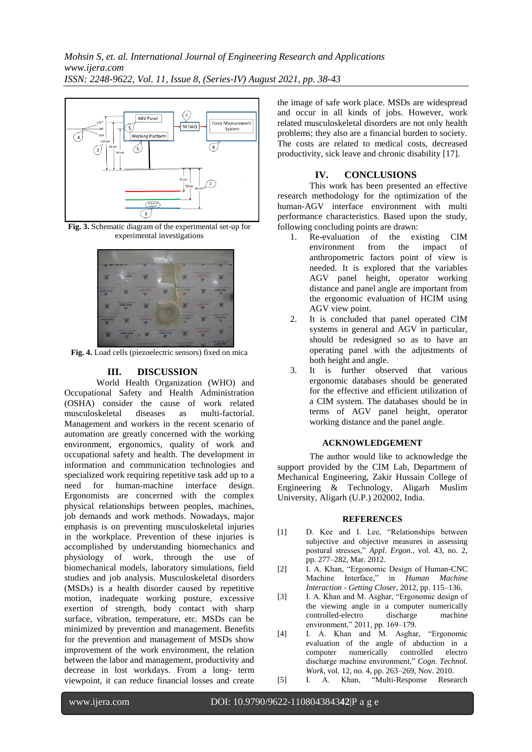Fig. 3. Schematic diagram of the experimental set-up for experimental investigations

Fig. 4. Load cells (piezoelectric sensors) fixed on mica

## III. DISCUSSION

World Health Organization (WHO) and Occupational Safety and Health Administration (OSHA) consider the cause of work related musculoskeletal diseases as multi-factorial. Management and workers in the recent scenario of automation are greatly concerned with the working environment, ergonomics, quality of work and occupational safety and health. The development in information and communication technologies and specialized work requiring repetitive task add up to a need for human-machine interface design. Ergonomists are concerned with the complex physical relationships between peoples, machines, job demands and work methods. Nowadays, major emphasis is on preventing musculoskeletal injuries in the workplace. Prevention of these injuries is accomplished by understanding biomechanics and physiology of work, through the use of biomechanical models, laboratory simulations, field studies and job analysis. Musculoskeletal disorders (MSDs) is a health disorder caused by repetitive motion, inadequate working posture, excessive exertion of strength, body contact with sharp surface, vibration, temperature, etc. MSDs can be minimized by prevention and management. Benefits for the prevention and management of MSDs show improvement of the work environment, the relation between the labor and management, productivity and decrease in lost workdays. From a long- term viewpoint, it can reduce financial losses and create the image of safe work place. MSDs are widespread and occur in all kinds of jobs. However, work related musculoskeletal disorders are not only health problems; they also are a financial burden to society. The costs are related to medical costs, decreased productivity, sick leave and chronic disability [17].

## IV. CONCLUSIONS

This work has been presented an effective research methodology for the optimization of the human-AGV interface environment with multi performance characteristics. Based upon the study, following concluding points are drawn:

1. Re-evaluation of the existing CIM environment from the impact of anthropometric factors point of view is needed. It is explored that the variables AGV panel height, operator working distance and panel angle are important from the ergonomic evaluation of HCIM using AGV view point.
2. It is concluded that panel operated CIM systems in general and AGV in particular, should be redesigned so as to have an operating panel with the adjustments of both height and angle.
3. It is further observed that various ergonomic databases should be generated for the effective and efficient utilization of a CIM system. The databases should be in terms of AGV panel height, operator working distance and the panel angle.

## ACKNOWLEDGEMENT

The author would like to acknowledge the support provided by the CIM Lab, Department of Mechanical Engineering, Zakir Hussain College of Engineering & Technology, Aligarh Muslim University, Aligarh (U.P.) 202002, India.

## REFERENCES

[1] D. Kee and I. Lee, "Relationships between subjective and objective measures in assessing postural stresses," *Appl. Ergon.*, vol. 43, no. 2, pp. 277–282, Mar. 2012.

[2] I. A. Khan, "Ergonomic Design of Human-CNC Machine Interface," in *Human Machine Interaction - Getting Closer*, 2012, pp. 115–136.

[3] I. A. Khan and M. Asghar, "Ergonomic design of the viewing angle in a computer numerically controlled-electro discharge machine environment," 2011, pp. 169–179.

[4] I. A. Khan and M. Asghar, "Ergonomic evaluation of the angle of abduction in a computer numerically controlled electro discharge machine environment," *Cogn. Technol. Work*, vol. 12, no. 4, pp. 263–269, Nov. 2010.

[5] I. A. Khan, "Multi-Response Research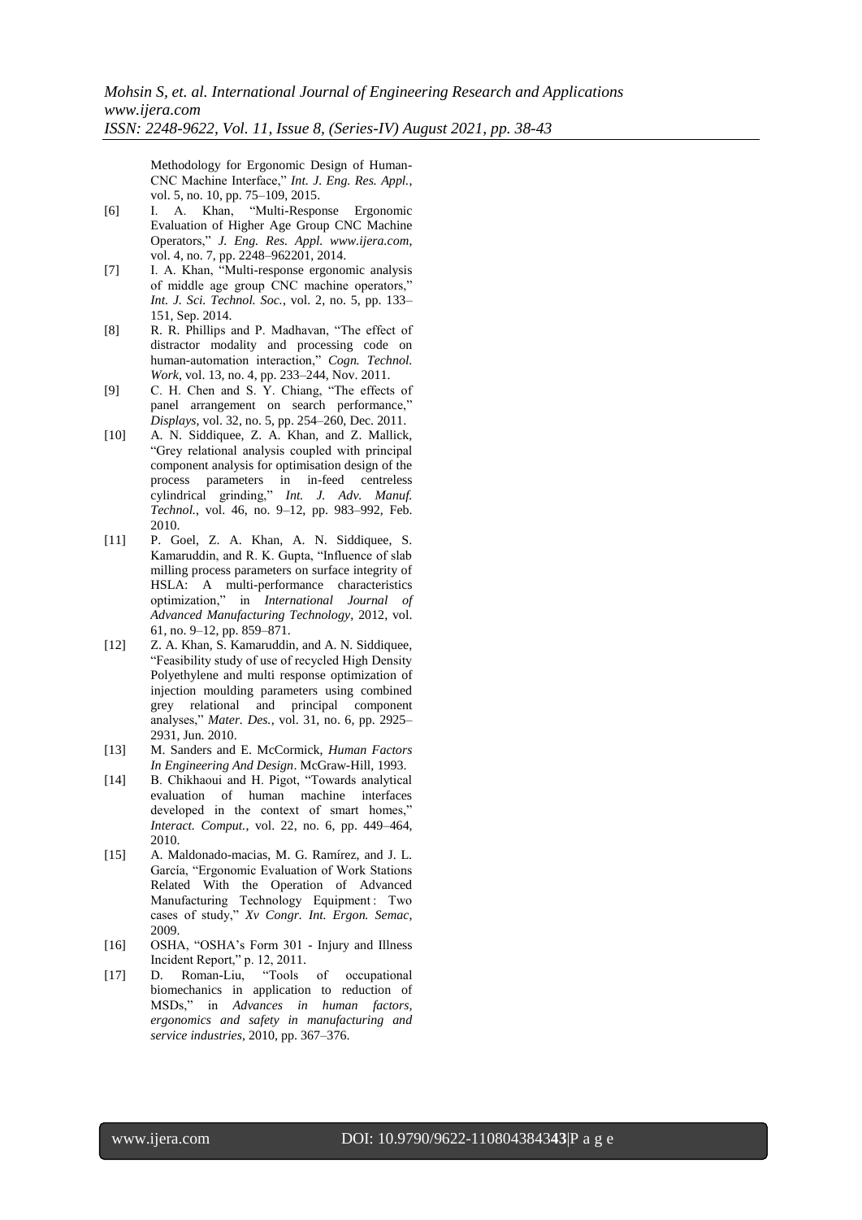Methodology for Ergonomic Design of Human-CNC Machine Interface," *Int. J. Eng. Res. Appl.*, vol. 5, no. 10, pp. 75–109, 2015.

[6] I. A. Khan, "Multi-Response Ergonomic Evaluation of Higher Age Group CNC Machine Operators," *J. Eng. Res. Appl. www.ijera.com*, vol. 4, no. 7, pp. 2248–962201, 2014.

[7] I. A. Khan, "Multi-response ergonomic analysis of middle age group CNC machine operators," *Int. J. Sci. Technol. Soc.*, vol. 2, no. 5, pp. 133–151, Sep. 2014.

[8] R. R. Phillips and P. Madhavan, "The effect of distractor modality and processing code on human-automation interaction," *Cogn. Technol. Work*, vol. 13, no. 4, pp. 233–244, Nov. 2011.

[9] C. H. Chen and S. Y. Chiang, "The effects of panel arrangement on search performance," *Displays*, vol. 32, no. 5, pp. 254–260, Dec. 2011.

[10] A. N. Siddiquee, Z. A. Khan, and Z. Mallick, "Grey relational analysis coupled with principal component analysis for optimisation design of the process parameters in in-feed centreless cylindrical grinding," *Int. J. Adv. Manuf. Technol.*, vol. 46, no. 9–12, pp. 983–992, Feb. 2010.

[11] P. Goel, Z. A. Khan, A. N. Siddiquee, S. Kamaruddin, and R. K. Gupta, "Influence of slab milling process parameters on surface integrity of HSLA: A multi-performance characteristics optimization," in *International Journal of Advanced Manufacturing Technology*, 2012, vol. 61, no. 9–12, pp. 859–871.

[12] Z. A. Khan, S. Kamaruddin, and A. N. Siddiquee, "Feasibility study of use of recycled High Density Polyethylene and multi response optimization of injection moulding parameters using combined grey relational and principal component analyses," *Mater. Des.*, vol. 31, no. 6, pp. 2925–2931, Jun. 2010.

[13] M. Sanders and E. McCormick, *Human Factors In Engineering And Design*. McGraw-Hill, 1993.

[14] B. Chikhaoui and H. Pigot, "Towards analytical evaluation of human machine interfaces developed in the context of smart homes," *Interact. Comput.*, vol. 22, no. 6, pp. 449–464, 2010.

[15] A. Maldonado-macias, M. G. Ramírez, and J. L. García, "Ergonomic Evaluation of Work Stations Related With the Operation of Advanced Manufacturing Technology Equipment : Two cases of study," *Xv Congr. Int. Ergon. Semac*, 2009.

[16] OSHA, "OSHA's Form 301 - Injury and Illness Incident Report," p. 12, 2011.

[17] D. Roman-Liu, "Tools of occupational biomechanics in application to reduction of MSDs," in *Advances in human factors, ergonomics and safety in manufacturing and service industries*, 2010, pp. 367–376.